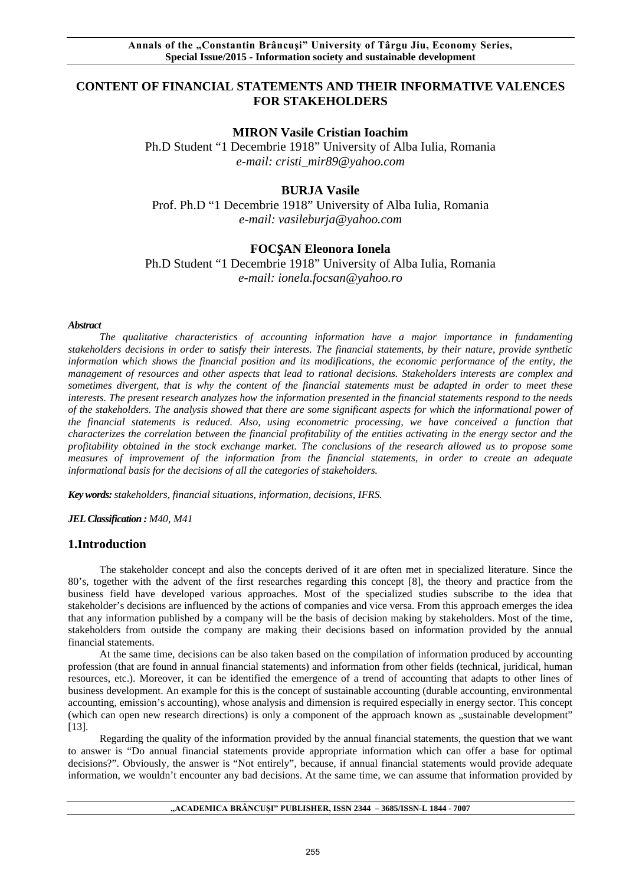# CONTENT OF FINANCIAL STATEMENTS AND THEIR INFORMATIVE VALENCES FOR STAKEHOLDERS

**MIRON Vasile Cristian Ioachim**
Ph.D Student "1 Decembrie 1918" University of Alba Iulia, Romania
*e-mail: cristi_mir89@yahoo.com*

**BURJA Vasile**
Prof. Ph.D "1 Decembrie 1918" University of Alba Iulia, Romania
*e-mail: vasileburja@yahoo.com*

**FOCŞAN Eleonora Ionela**
Ph.D Student "1 Decembrie 1918" University of Alba Iulia, Romania
*e-mail: ionela.focsan@yahoo.ro*

***Abstract***

*The qualitative characteristics of accounting information have a major importance in fundamenting stakeholders decisions in order to satisfy their interests. The financial statements, by their nature, provide synthetic information which shows the financial position and its modifications, the economic performance of the entity, the management of resources and other aspects that lead to rational decisions. Stakeholders interests are complex and sometimes divergent, that is why the content of the financial statements must be adapted in order to meet these interests. The present research analyzes how the information presented in the financial statements respond to the needs of the stakeholders. The analysis showed that there are some significant aspects for which the informational power of the financial statements is reduced. Also, using econometric processing, we have conceived a function that characterizes the correlation between the financial profitability of the entities activating in the energy sector and the profitability obtained in the stock exchange market. The conclusions of the research allowed us to propose some measures of improvement of the information from the financial statements, in order to create an adequate informational basis for the decisions of all the categories of stakeholders.*

***Key words:*** *stakeholders, financial situations, information, decisions, IFRS.*

***JEL Classification :*** *M40, M41*

## 1.Introduction

The stakeholder concept and also the concepts derived of it are often met in specialized literature. Since the 80's, together with the advent of the first researches regarding this concept [8], the theory and practice from the business field have developed various approaches. Most of the specialized studies subscribe to the idea that stakeholder's decisions are influenced by the actions of companies and vice versa. From this approach emerges the idea that any information published by a company will be the basis of decision making by stakeholders. Most of the time, stakeholders from outside the company are making their decisions based on information provided by the annual financial statements.

At the same time, decisions can be also taken based on the compilation of information produced by accounting profession (that are found in annual financial statements) and information from other fields (technical, juridical, human resources, etc.). Moreover, it can be identified the emergence of a trend of accounting that adapts to other lines of business development. An example for this is the concept of sustainable accounting (durable accounting, environmental accounting, emission's accounting), whose analysis and dimension is required especially in energy sector. This concept (which can open new research directions) is only a component of the approach known as „sustainable development" [13].

Regarding the quality of the information provided by the annual financial statements, the question that we want to answer is "Do annual financial statements provide appropriate information which can offer a base for optimal decisions?". Obviously, the answer is "Not entirely", because, if annual financial statements would provide adequate information, we wouldn't encounter any bad decisions. At the same time, we can assume that information provided by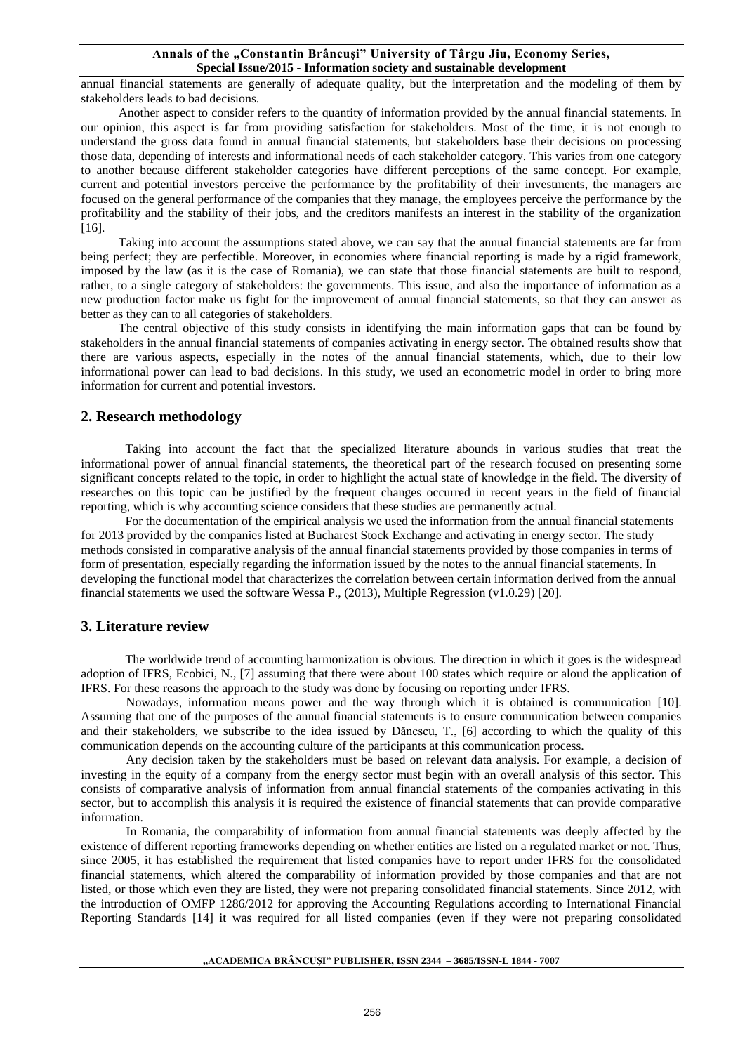annual financial statements are generally of adequate quality, but the interpretation and the modeling of them by stakeholders leads to bad decisions.

Another aspect to consider refers to the quantity of information provided by the annual financial statements. In our opinion, this aspect is far from providing satisfaction for stakeholders. Most of the time, it is not enough to understand the gross data found in annual financial statements, but stakeholders base their decisions on processing those data, depending of interests and informational needs of each stakeholder category. This varies from one category to another because different stakeholder categories have different perceptions of the same concept. For example, current and potential investors perceive the performance by the profitability of their investments, the managers are focused on the general performance of the companies that they manage, the employees perceive the performance by the profitability and the stability of their jobs, and the creditors manifests an interest in the stability of the organization [16].

Taking into account the assumptions stated above, we can say that the annual financial statements are far from being perfect; they are perfectible. Moreover, in economies where financial reporting is made by a rigid framework, imposed by the law (as it is the case of Romania), we can state that those financial statements are built to respond, rather, to a single category of stakeholders: the governments. This issue, and also the importance of information as a new production factor make us fight for the improvement of annual financial statements, so that they can answer as better as they can to all categories of stakeholders.

The central objective of this study consists in identifying the main information gaps that can be found by stakeholders in the annual financial statements of companies activating in energy sector. The obtained results show that there are various aspects, especially in the notes of the annual financial statements, which, due to their low informational power can lead to bad decisions. In this study, we used an econometric model in order to bring more information for current and potential investors.

## 2. Research methodology

Taking into account the fact that the specialized literature abounds in various studies that treat the informational power of annual financial statements, the theoretical part of the research focused on presenting some significant concepts related to the topic, in order to highlight the actual state of knowledge in the field. The diversity of researches on this topic can be justified by the frequent changes occurred in recent years in the field of financial reporting, which is why accounting science considers that these studies are permanently actual.

For the documentation of the empirical analysis we used the information from the annual financial statements for 2013 provided by the companies listed at Bucharest Stock Exchange and activating in energy sector. The study methods consisted in comparative analysis of the annual financial statements provided by those companies in terms of form of presentation, especially regarding the information issued by the notes to the annual financial statements. In developing the functional model that characterizes the correlation between certain information derived from the annual financial statements we used the software Wessa P., (2013), Multiple Regression (v1.0.29) [20].

## 3. Literature review

The worldwide trend of accounting harmonization is obvious. The direction in which it goes is the widespread adoption of IFRS, Ecobici, N., [7] assuming that there were about 100 states which require or aloud the application of IFRS. For these reasons the approach to the study was done by focusing on reporting under IFRS.

Nowadays, information means power and the way through which it is obtained is communication [10]. Assuming that one of the purposes of the annual financial statements is to ensure communication between companies and their stakeholders, we subscribe to the idea issued by Dănescu, T., [6] according to which the quality of this communication depends on the accounting culture of the participants at this communication process.

Any decision taken by the stakeholders must be based on relevant data analysis. For example, a decision of investing in the equity of a company from the energy sector must begin with an overall analysis of this sector. This consists of comparative analysis of information from annual financial statements of the companies activating in this sector, but to accomplish this analysis it is required the existence of financial statements that can provide comparative information.

In Romania, the comparability of information from annual financial statements was deeply affected by the existence of different reporting frameworks depending on whether entities are listed on a regulated market or not. Thus, since 2005, it has established the requirement that listed companies have to report under IFRS for the consolidated financial statements, which altered the comparability of information provided by those companies and that are not listed, or those which even they are listed, they were not preparing consolidated financial statements. Since 2012, with the introduction of OMFP 1286/2012 for approving the Accounting Regulations according to International Financial Reporting Standards [14] it was required for all listed companies (even if they were not preparing consolidated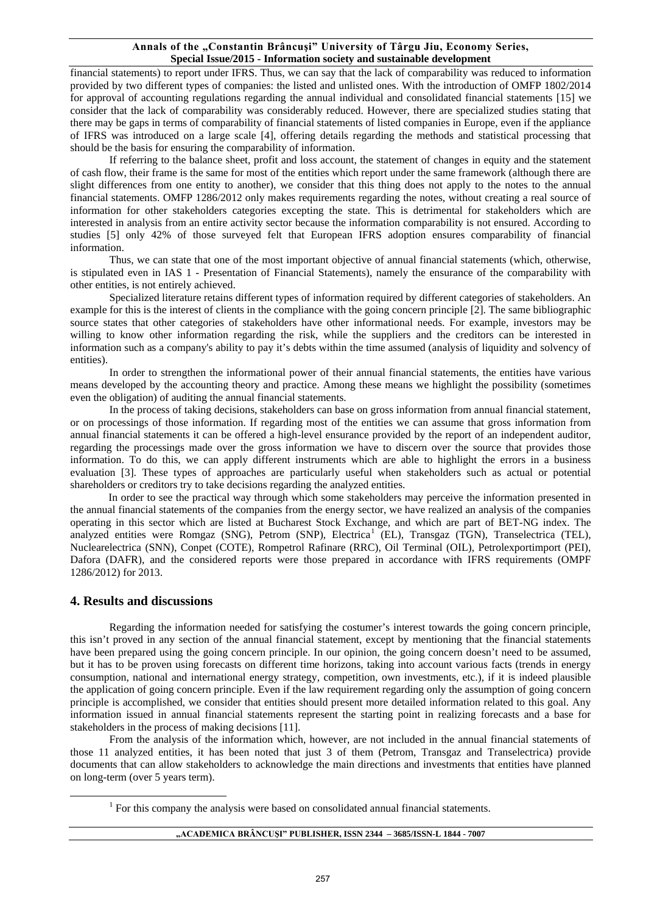financial statements) to report under IFRS. Thus, we can say that the lack of comparability was reduced to information provided by two different types of companies: the listed and unlisted ones. With the introduction of OMFP 1802/2014 for approval of accounting regulations regarding the annual individual and consolidated financial statements [15] we consider that the lack of comparability was considerably reduced. However, there are specialized studies stating that there may be gaps in terms of comparability of financial statements of listed companies in Europe, even if the appliance of IFRS was introduced on a large scale [4], offering details regarding the methods and statistical processing that should be the basis for ensuring the comparability of information.

If referring to the balance sheet, profit and loss account, the statement of changes in equity and the statement of cash flow, their frame is the same for most of the entities which report under the same framework (although there are slight differences from one entity to another), we consider that this thing does not apply to the notes to the annual financial statements. OMFP 1286/2012 only makes requirements regarding the notes, without creating a real source of information for other stakeholders categories excepting the state. This is detrimental for stakeholders which are interested in analysis from an entire activity sector because the information comparability is not ensured. According to studies [5] only 42% of those surveyed felt that European IFRS adoption ensures comparability of financial information.

Thus, we can state that one of the most important objective of annual financial statements (which, otherwise, is stipulated even in IAS 1 - Presentation of Financial Statements), namely the ensurance of the comparability with other entities, is not entirely achieved.

Specialized literature retains different types of information required by different categories of stakeholders. An example for this is the interest of clients in the compliance with the going concern principle [2]. The same bibliographic source states that other categories of stakeholders have other informational needs. For example, investors may be willing to know other information regarding the risk, while the suppliers and the creditors can be interested in information such as a company's ability to pay it's debts within the time assumed (analysis of liquidity and solvency of entities).

In order to strengthen the informational power of their annual financial statements, the entities have various means developed by the accounting theory and practice. Among these means we highlight the possibility (sometimes even the obligation) of auditing the annual financial statements.

In the process of taking decisions, stakeholders can base on gross information from annual financial statement, or on processings of those information. If regarding most of the entities we can assume that gross information from annual financial statements it can be offered a high-level ensurance provided by the report of an independent auditor, regarding the processings made over the gross information we have to discern over the source that provides those information. To do this, we can apply different instruments which are able to highlight the errors in a business evaluation [3]. These types of approaches are particularly useful when stakeholders such as actual or potential shareholders or creditors try to take decisions regarding the analyzed entities.

In order to see the practical way through which some stakeholders may perceive the information presented in the annual financial statements of the companies from the energy sector, we have realized an analysis of the companies operating in this sector which are listed at Bucharest Stock Exchange, and which are part of BET-NG index. The analyzed entities were Romgaz (SNG), Petrom (SNP), Electrica[1] (EL), Transgaz (TGN), Transelectrica (TEL), Nuclearelectrica (SNN), Conpet (COTE), Rompetrol Rafinare (RRC), Oil Terminal (OIL), Petrolexportimport (PEI), Dafora (DAFR), and the considered reports were those prepared in accordance with IFRS requirements (OMPF 1286/2012) for 2013.

## 4. Results and discussions

Regarding the information needed for satisfying the costumer's interest towards the going concern principle, this isn't proved in any section of the annual financial statement, except by mentioning that the financial statements have been prepared using the going concern principle. In our opinion, the going concern doesn't need to be assumed, but it has to be proven using forecasts on different time horizons, taking into account various facts (trends in energy consumption, national and international energy strategy, competition, own investments, etc.), if it is indeed plausible the application of going concern principle. Even if the law requirement regarding only the assumption of going concern principle is accomplished, we consider that entities should present more detailed information related to this goal. Any information issued in annual financial statements represent the starting point in realizing forecasts and a base for stakeholders in the process of making decisions [11].

From the analysis of the information which, however, are not included in the annual financial statements of those 11 analyzed entities, it has been noted that just 3 of them (Petrom, Transgaz and Transelectrica) provide documents that can allow stakeholders to acknowledge the main directions and investments that entities have planned on long-term (over 5 years term).

[1] For this company the analysis were based on consolidated annual financial statements.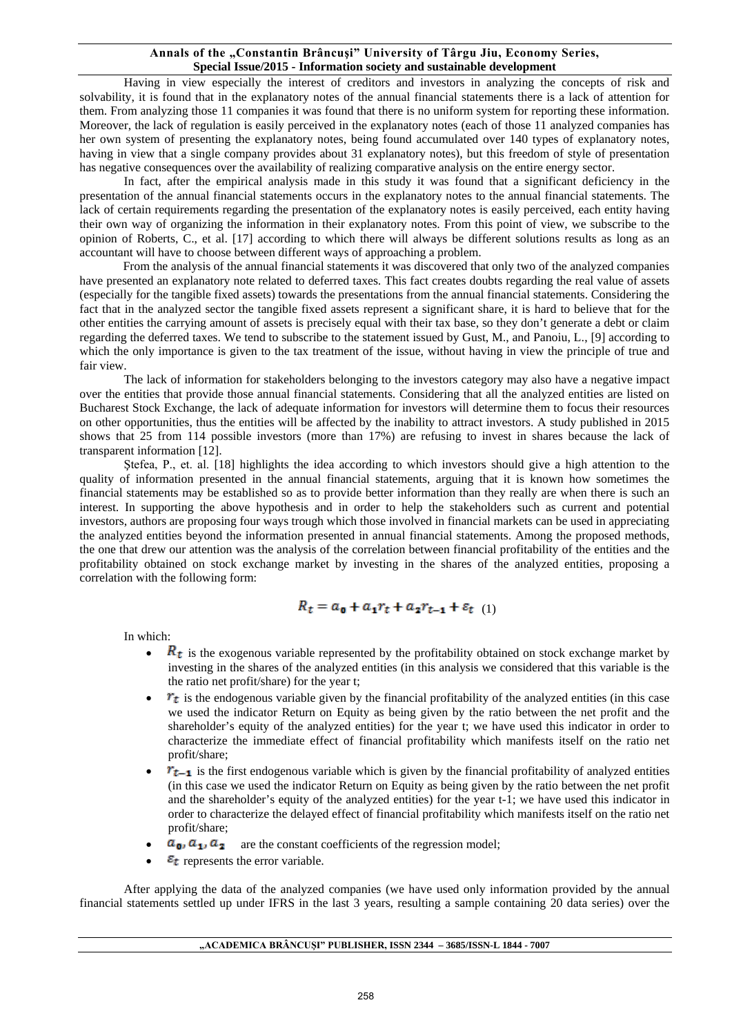Having in view especially the interest of creditors and investors in analyzing the concepts of risk and solvability, it is found that in the explanatory notes of the annual financial statements there is a lack of attention for them. From analyzing those 11 companies it was found that there is no uniform system for reporting these information. Moreover, the lack of regulation is easily perceived in the explanatory notes (each of those 11 analyzed companies has her own system of presenting the explanatory notes, being found accumulated over 140 types of explanatory notes, having in view that a single company provides about 31 explanatory notes), but this freedom of style of presentation has negative consequences over the availability of realizing comparative analysis on the entire energy sector.

In fact, after the empirical analysis made in this study it was found that a significant deficiency in the presentation of the annual financial statements occurs in the explanatory notes to the annual financial statements. The lack of certain requirements regarding the presentation of the explanatory notes is easily perceived, each entity having their own way of organizing the information in their explanatory notes. From this point of view, we subscribe to the opinion of Roberts, C., et al. [17] according to which there will always be different solutions results as long as an accountant will have to choose between different ways of approaching a problem.

From the analysis of the annual financial statements it was discovered that only two of the analyzed companies have presented an explanatory note related to deferred taxes. This fact creates doubts regarding the real value of assets (especially for the tangible fixed assets) towards the presentations from the annual financial statements. Considering the fact that in the analyzed sector the tangible fixed assets represent a significant share, it is hard to believe that for the other entities the carrying amount of assets is precisely equal with their tax base, so they don't generate a debt or claim regarding the deferred taxes. We tend to subscribe to the statement issued by Gust, M., and Panoiu, L., [9] according to which the only importance is given to the tax treatment of the issue, without having in view the principle of true and fair view.

The lack of information for stakeholders belonging to the investors category may also have a negative impact over the entities that provide those annual financial statements. Considering that all the analyzed entities are listed on Bucharest Stock Exchange, the lack of adequate information for investors will determine them to focus their resources on other opportunities, thus the entities will be affected by the inability to attract investors. A study published in 2015 shows that 25 from 114 possible investors (more than 17%) are refusing to invest in shares because the lack of transparent information [12].

Ștefea, P., et. al. [18] highlights the idea according to which investors should give a high attention to the quality of information presented in the annual financial statements, arguing that it is known how sometimes the financial statements may be established so as to provide better information than they really are when there is such an interest. In supporting the above hypothesis and in order to help the stakeholders such as current and potential investors, authors are proposing four ways trough which those involved in financial markets can be used in appreciating the analyzed entities beyond the information presented in annual financial statements. Among the proposed methods, the one that drew our attention was the analysis of the correlation between financial profitability of the entities and the profitability obtained on stock exchange market by investing in the shares of the analyzed entities, proposing a correlation with the following form:

$$R_t = a_0 + a_1 r_t + a_2 r_{t-1} + \varepsilon_t \quad (1)$$

In which:

- $R_t$ is the exogenous variable represented by the profitability obtained on stock exchange market by investing in the shares of the analyzed entities (in this analysis we considered that this variable is the the ratio net profit/share) for the year t;
- $r_t$ is the endogenous variable given by the financial profitability of the analyzed entities (in this case we used the indicator Return on Equity as being given by the ratio between the net profit and the shareholder's equity of the analyzed entities) for the year t; we have used this indicator in order to characterize the immediate effect of financial profitability which manifests itself on the ratio net profit/share;
- $r_{t-1}$ is the first endogenous variable which is given by the financial profitability of analyzed entities (in this case we used the indicator Return on Equity as being given by the ratio between the net profit and the shareholder's equity of the analyzed entities) for the year t-1; we have used this indicator in order to characterize the delayed effect of financial profitability which manifests itself on the ratio net profit/share;
- $a_0, a_1, a_2$ are the constant coefficients of the regression model;
- $\varepsilon_t$ represents the error variable.

After applying the data of the analyzed companies (we have used only information provided by the annual financial statements settled up under IFRS in the last 3 years, resulting a sample containing 20 data series) over the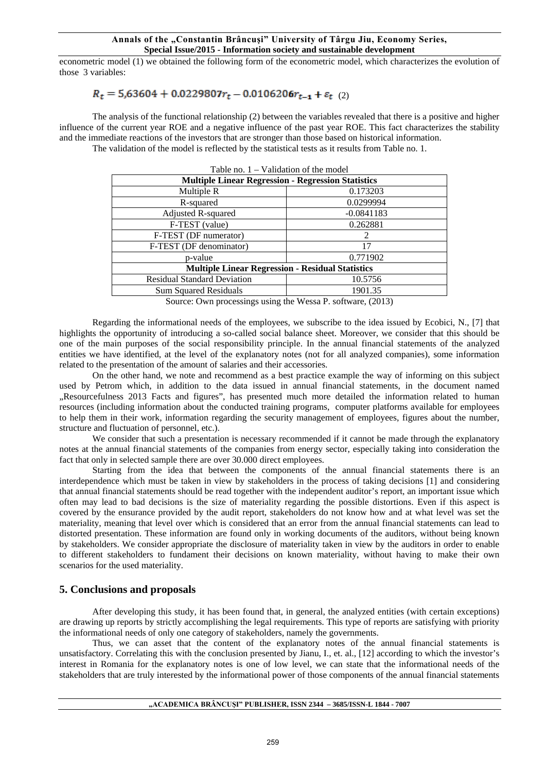econometric model (1) we obtained the following form of the econometric model, which characterizes the evolution of those 3 variables:

$$R_t = 5{,}63604 + 0.0229807r_t - 0.0106206r_{t-1} + \varepsilon_t \quad (2)$$

The analysis of the functional relationship (2) between the variables revealed that there is a positive and higher influence of the current year ROE and a negative influence of the past year ROE. This fact characterizes the stability and the immediate reactions of the investors that are stronger than those based on historical information.

The validation of the model is reflected by the statistical tests as it results from Table no. 1.

Table no. 1 – Validation of the model

| **Multiple Linear Regression - Regression Statistics** | |
|---|---|
| Multiple R | 0.173203 |
| R-squared | 0.0299994 |
| Adjusted R-squared | -0.0841183 |
| F-TEST (value) | 0.262881 |
| F-TEST (DF numerator) | 2 |
| F-TEST (DF denominator) | 17 |
| p-value | 0.771902 |
| **Multiple Linear Regression - Residual Statistics** | |
| Residual Standard Deviation | 10.5756 |
| Sum Squared Residuals | 1901.35 |

Source: Own processings using the Wessa P. software, (2013)

Regarding the informational needs of the employees, we subscribe to the idea issued by Ecobici, N., [7] that highlights the opportunity of introducing a so-called social balance sheet. Moreover, we consider that this should be one of the main purposes of the social responsibility principle. In the annual financial statements of the analyzed entities we have identified, at the level of the explanatory notes (not for all analyzed companies), some information related to the presentation of the amount of salaries and their accessories.

On the other hand, we note and recommend as a best practice example the way of informing on this subject used by Petrom which, in addition to the data issued in annual financial statements, in the document named „Resourcefulness 2013 Facts and figures", has presented much more detailed the information related to human resources (including information about the conducted training programs, computer platforms available for employees to help them in their work, information regarding the security management of employees, figures about the number, structure and fluctuation of personnel, etc.).

We consider that such a presentation is necessary recommended if it cannot be made through the explanatory notes at the annual financial statements of the companies from energy sector, especially taking into consideration the fact that only in selected sample there are over 30.000 direct employees.

Starting from the idea that between the components of the annual financial statements there is an interdependence which must be taken in view by stakeholders in the process of taking decisions [1] and considering that annual financial statements should be read together with the independent auditor's report, an important issue which often may lead to bad decisions is the size of materiality regarding the possible distortions. Even if this aspect is covered by the ensurance provided by the audit report, stakeholders do not know how and at what level was set the materiality, meaning that level over which is considered that an error from the annual financial statements can lead to distorted presentation. These information are found only in working documents of the auditors, without being known by stakeholders. We consider appropriate the disclosure of materiality taken in view by the auditors in order to enable to different stakeholders to fundament their decisions on known materiality, without having to make their own scenarios for the used materiality.

## 5. Conclusions and proposals

After developing this study, it has been found that, in general, the analyzed entities (with certain exceptions) are drawing up reports by strictly accomplishing the legal requirements. This type of reports are satisfying with priority the informational needs of only one category of stakeholders, namely the governments.

Thus, we can asset that the content of the explanatory notes of the annual financial statements is unsatisfactory. Correlating this with the conclusion presented by Jianu, I., et. al., [12] according to which the investor's interest in Romania for the explanatory notes is one of low level, we can state that the informational needs of the stakeholders that are truly interested by the informational power of those components of the annual financial statements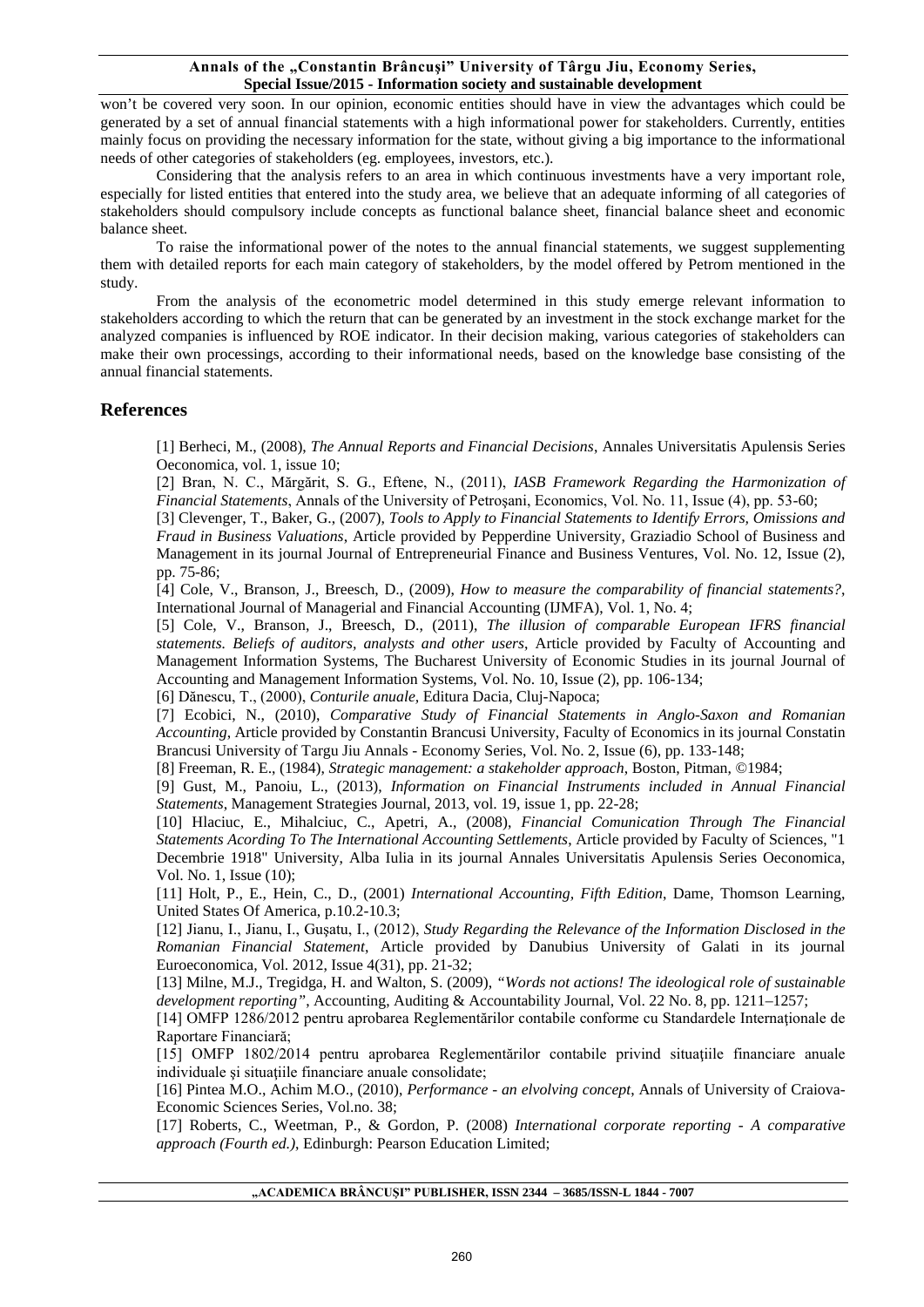won't be covered very soon. In our opinion, economic entities should have in view the advantages which could be generated by a set of annual financial statements with a high informational power for stakeholders. Currently, entities mainly focus on providing the necessary information for the state, without giving a big importance to the informational needs of other categories of stakeholders (eg. employees, investors, etc.).

Considering that the analysis refers to an area in which continuous investments have a very important role, especially for listed entities that entered into the study area, we believe that an adequate informing of all categories of stakeholders should compulsory include concepts as functional balance sheet, financial balance sheet and economic balance sheet.

To raise the informational power of the notes to the annual financial statements, we suggest supplementing them with detailed reports for each main category of stakeholders, by the model offered by Petrom mentioned in the study.

From the analysis of the econometric model determined in this study emerge relevant information to stakeholders according to which the return that can be generated by an investment in the stock exchange market for the analyzed companies is influenced by ROE indicator. In their decision making, various categories of stakeholders can make their own processings, according to their informational needs, based on the knowledge base consisting of the annual financial statements.

## References

[1] Berheci, M., (2008), *The Annual Reports and Financial Decisions*, Annales Universitatis Apulensis Series Oeconomica, vol. 1, issue 10;

[2] Bran, N. C., Mărgărit, S. G., Eftene, N., (2011), *IASB Framework Regarding the Harmonization of Financial Statements*, Annals of the University of Petroşani, Economics, Vol. No. 11, Issue (4), pp. 53-60;

[3] Clevenger, T., Baker, G., (2007), *Tools to Apply to Financial Statements to Identify Errors, Omissions and Fraud in Business Valuations*, Article provided by Pepperdine University, Graziadio School of Business and Management in its journal Journal of Entrepreneurial Finance and Business Ventures, Vol. No. 12, Issue (2), pp. 75-86;

[4] Cole, V., Branson, J., Breesch, D., (2009), *How to measure the comparability of financial statements?*, International Journal of Managerial and Financial Accounting (IJMFA), Vol. 1, No. 4;

[5] Cole, V., Branson, J., Breesch, D., (2011), *The illusion of comparable European IFRS financial statements. Beliefs of auditors, analysts and other users*, Article provided by Faculty of Accounting and Management Information Systems, The Bucharest University of Economic Studies in its journal Journal of Accounting and Management Information Systems, Vol. No. 10, Issue (2), pp. 106-134;

[6] Dănescu, T., (2000), *Conturile anuale*, Editura Dacia, Cluj-Napoca;

[7] Ecobici, N., (2010), *Comparative Study of Financial Statements in Anglo-Saxon and Romanian Accounting*, Article provided by Constantin Brancusi University, Faculty of Economics in its journal Constatin Brancusi University of Targu Jiu Annals - Economy Series, Vol. No. 2, Issue (6), pp. 133-148;

[8] Freeman, R. E., (1984), *Strategic management: a stakeholder approach*, Boston, Pitman, ©1984;

[9] Gust, M., Panoiu, L., (2013), *Information on Financial Instruments included in Annual Financial Statements*, Management Strategies Journal, 2013, vol. 19, issue 1, pp. 22-28;

[10] Hlaciuc, E., Mihalciuc, C., Apetri, A., (2008), *Financial Comunication Through The Financial Statements Acording To The International Accounting Settlements*, Article provided by Faculty of Sciences, "1 Decembrie 1918" University, Alba Iulia in its journal Annales Universitatis Apulensis Series Oeconomica, Vol. No. 1, Issue (10);

[11] Holt, P., E., Hein, C., D., (2001) *International Accounting, Fifth Edition*, Dame, Thomson Learning, United States Of America, p.10.2-10.3;

[12] Jianu, I., Jianu, I., Guşatu, I., (2012), *Study Regarding the Relevance of the Information Disclosed in the Romanian Financial Statement*, Article provided by Danubius University of Galati in its journal Euroeconomica, Vol. 2012, Issue 4(31), pp. 21-32;

[13] Milne, M.J., Tregidga, H. and Walton, S. (2009), *"Words not actions! The ideological role of sustainable development reporting"*, Accounting, Auditing & Accountability Journal, Vol. 22 No. 8, pp. 1211–1257;

[14] OMFP 1286/2012 pentru aprobarea Reglementărilor contabile conforme cu Standardele Internaționale de Raportare Financiară;

[15] OMFP 1802/2014 pentru aprobarea Reglementărilor contabile privind situațiile financiare anuale individuale şi situațiile financiare anuale consolidate;

[16] Pintea M.O., Achim M.O., (2010), *Performance - an elvolving concept*, Annals of University of Craiova-Economic Sciences Series, Vol.no. 38;

[17] Roberts, C., Weetman, P., & Gordon, P. (2008) *International corporate reporting - A comparative approach (Fourth ed.)*, Edinburgh: Pearson Education Limited;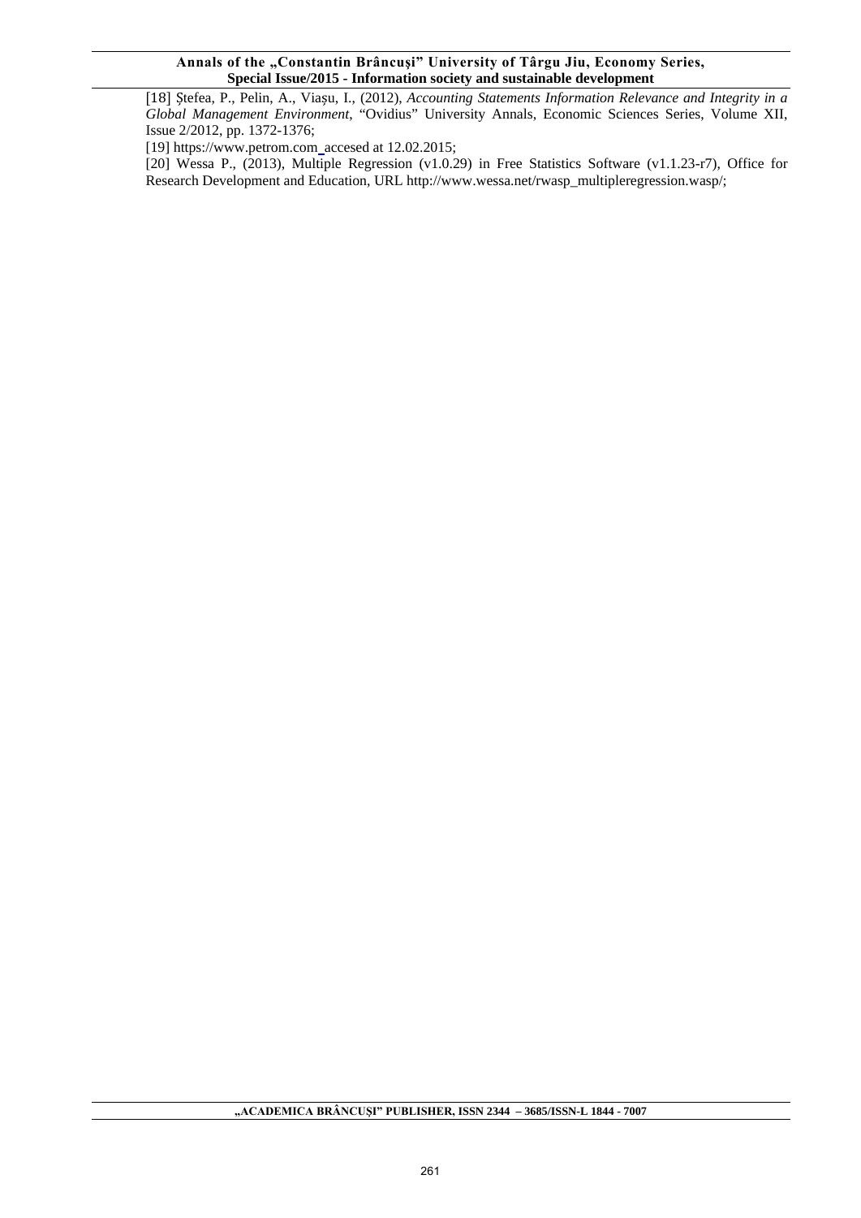[18] Ștefea, P., Pelin, A., Viașu, I., (2012), *Accounting Statements Information Relevance and Integrity in a Global Management Environment*, "Ovidius" University Annals, Economic Sciences Series, Volume XII, Issue 2/2012, pp. 1372-1376;

[19] https://www.petrom.com accesed at 12.02.2015;

[20] Wessa P., (2013), Multiple Regression (v1.0.29) in Free Statistics Software (v1.1.23-r7), Office for Research Development and Education, URL http://www.wessa.net/rwasp_multipleregression.wasp/;